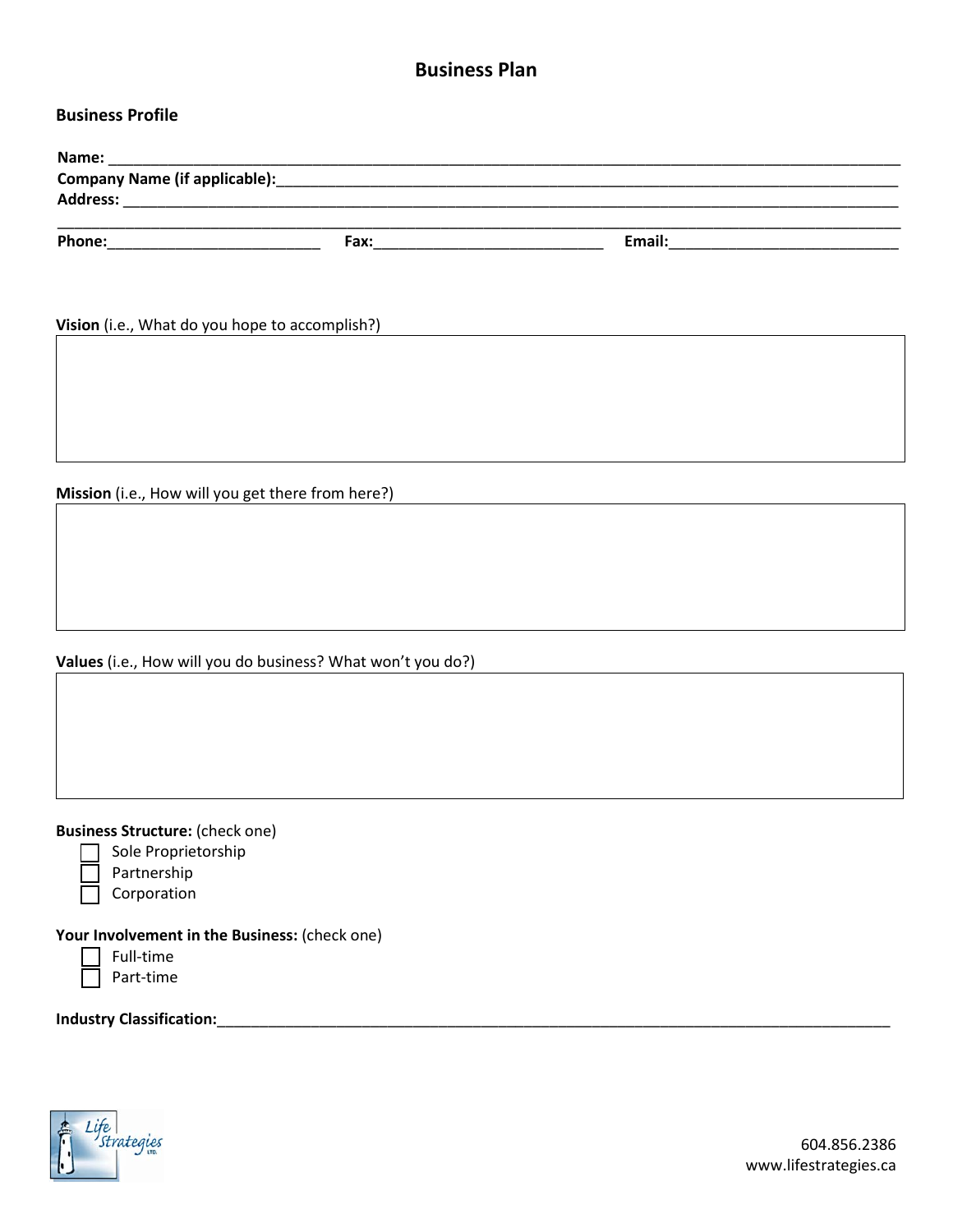# Business Plan

## Business Profile

**Name:** ____________________________________________________________________________________________

**Company Name (if applicable):**______________________________________________________________________

**Address:** __________________________________________________________________________________________

______________________________________________________________________________________________________

**Phone:**__________________________ **Fax:**____________________________ **Email:**____________________________

**Vision** (i.e., What do you hope to accomplish?)

**Mission** (i.e., How will you get there from here?)

**Values** (i.e., How will you do business? What won't you do?)

**Business Structure:** (check one)

- ☐ Sole Proprietorship
- ☐ Partnership
- ☐ Corporation

**Your Involvement in the Business:** (check one)

- ☐ Full-time
- ☐ Part-time

**Industry Classification:**___________________________________________________________________________________

604.856.2386
www.lifestrategies.ca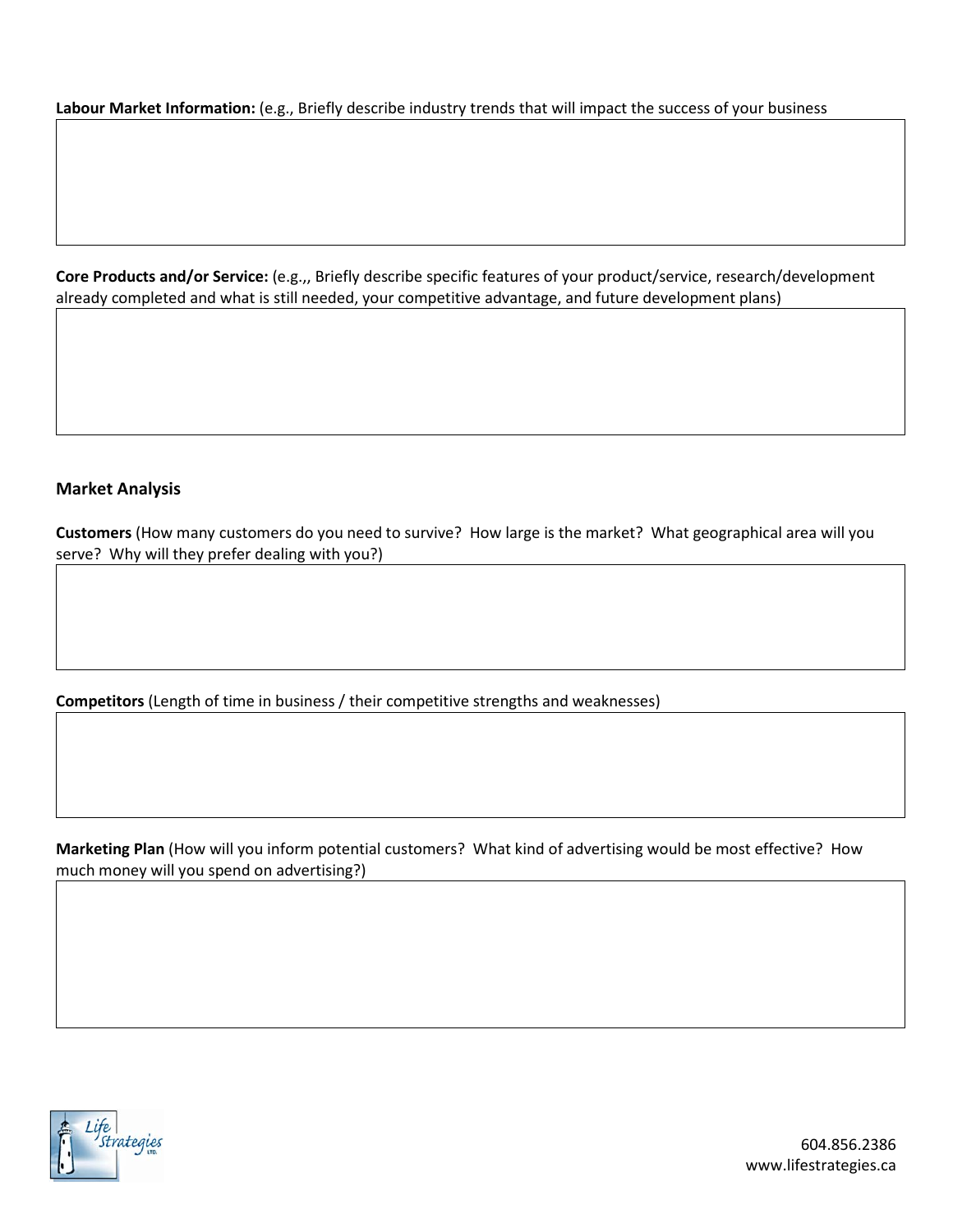**Labour Market Information:** (e.g., Briefly describe industry trends that will impact the success of your business

**Core Products and/or Service:** (e.g.,, Briefly describe specific features of your product/service, research/development already completed and what is still needed, your competitive advantage, and future development plans)

### Market Analysis

**Customers** (How many customers do you need to survive? How large is the market? What geographical area will you serve? Why will they prefer dealing with you?)

**Competitors** (Length of time in business / their competitive strengths and weaknesses)

**Marketing Plan** (How will you inform potential customers? What kind of advertising would be most effective? How much money will you spend on advertising?)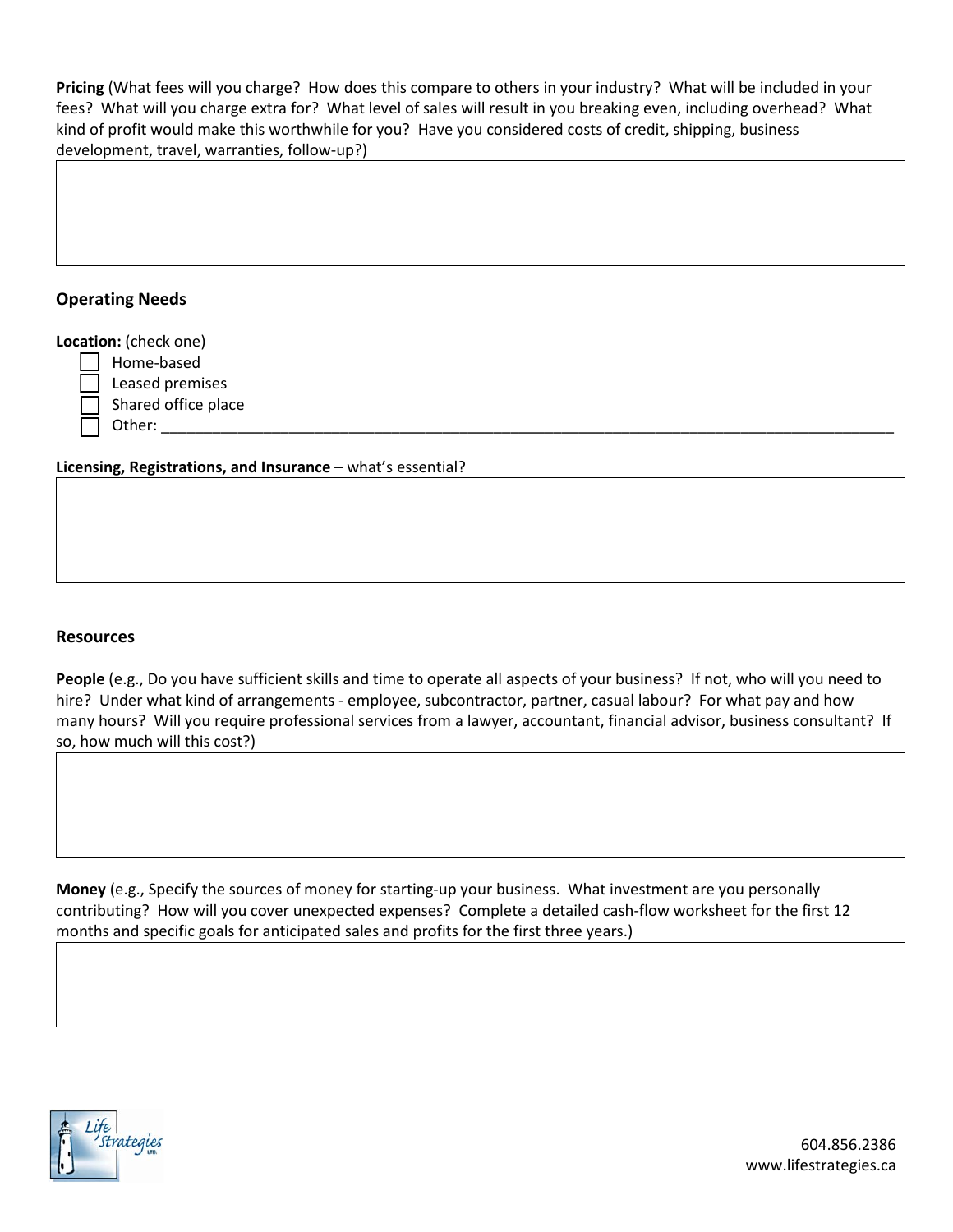**Pricing** (What fees will you charge? How does this compare to others in your industry? What will be included in your fees? What will you charge extra for? What level of sales will result in you breaking even, including overhead? What kind of profit would make this worthwhile for you? Have you considered costs of credit, shipping, business development, travel, warranties, follow-up?)

## Operating Needs

**Location:** (check one)

- ☐ Home-based
- ☐ Leased premises
- ☐ Shared office place
- ☐ Other: ______________________________________________

**Licensing, Registrations, and Insurance** – what's essential?

## Resources

**People** (e.g., Do you have sufficient skills and time to operate all aspects of your business? If not, who will you need to hire? Under what kind of arrangements - employee, subcontractor, partner, casual labour? For what pay and how many hours? Will you require professional services from a lawyer, accountant, financial advisor, business consultant? If so, how much will this cost?)

**Money** (e.g., Specify the sources of money for starting-up your business. What investment are you personally contributing? How will you cover unexpected expenses? Complete a detailed cash-flow worksheet for the first 12 months and specific goals for anticipated sales and profits for the first three years.)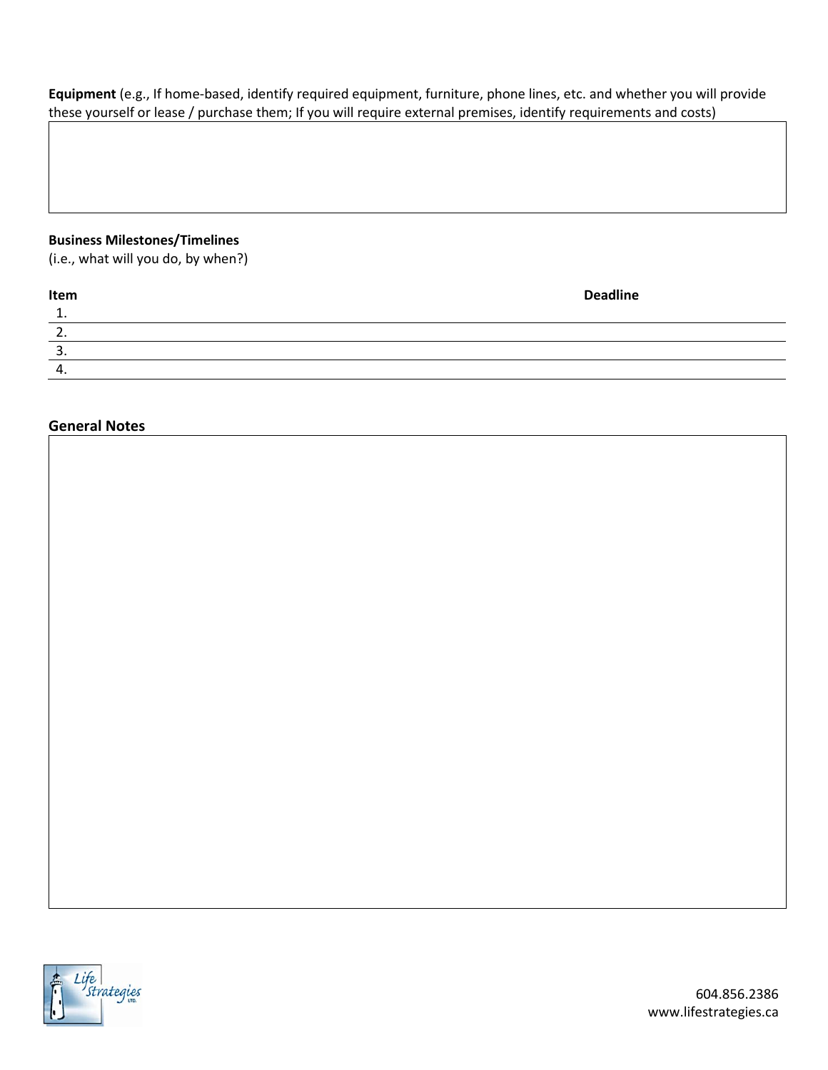**Equipment** (e.g., If home-based, identify required equipment, furniture, phone lines, etc. and whether you will provide these yourself or lease / purchase them; If you will require external premises, identify requirements and costs)

**Business Milestones/Timelines**
(i.e., what will you do, by when?)

| Item | Deadline |
| --- | --- |
| 1. | |
| 2. | |
| 3. | |
| 4. | |

**General Notes**

604.856.2386
www.lifestrategies.ca